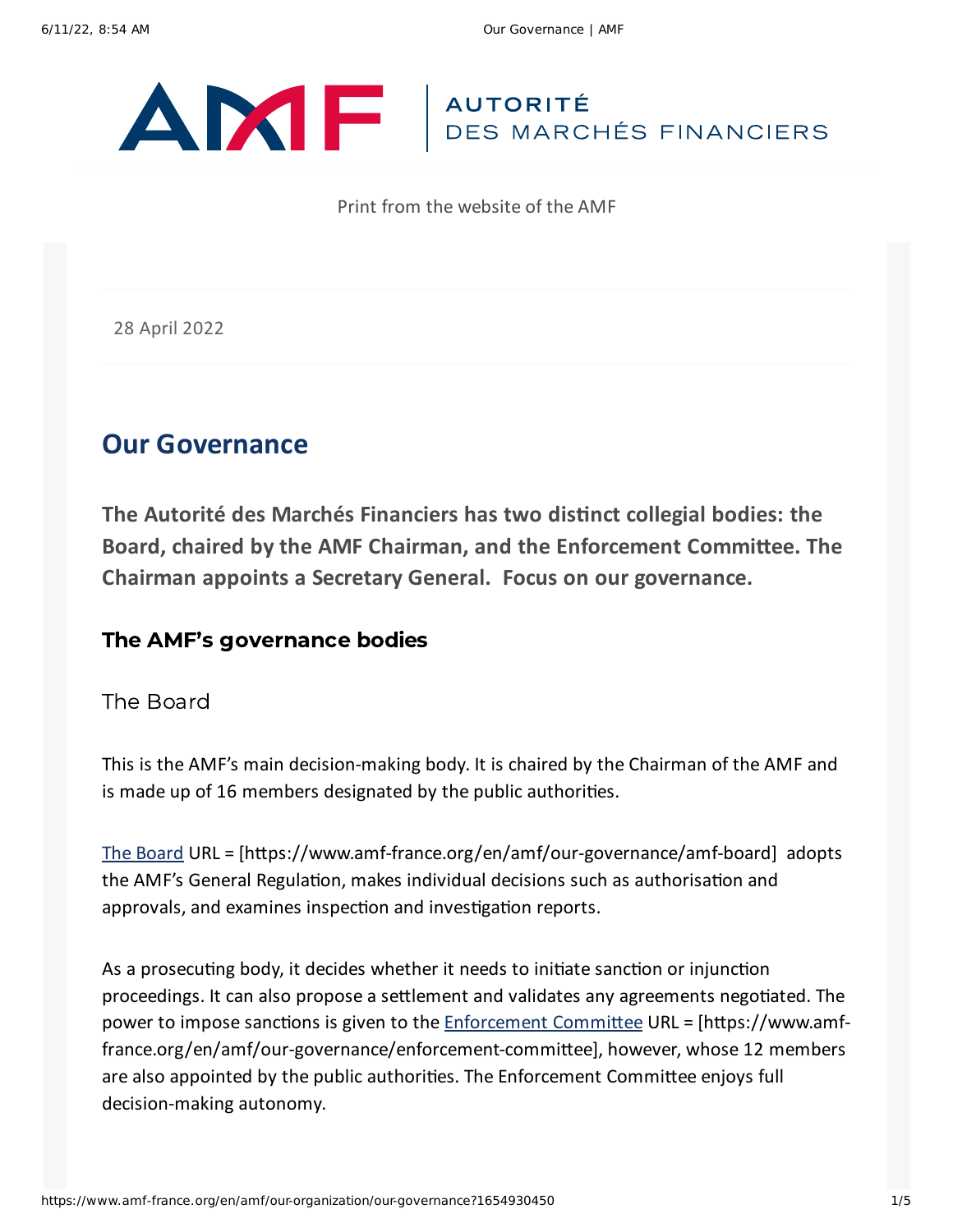Print from the website of the AMF

28 April 2022

# Our Governance

**The Autorité des Marchés Financiers has two distinct collegial bodies: the Board, chaired by the AMF Chairman, and the Enforcement Committee. The Chairman appoints a Secretary General. Focus on our governance.**

## The AMF's governance bodies

### The Board

This is the AMF's main decision-making body. It is chaired by the Chairman of the AMF and is made up of 16 members designated by the public authorities.

The Board URL = [https://www.amf-france.org/en/amf/our-governance/amf-board] adopts the AMF's General Regulation, makes individual decisions such as authorisation and approvals, and examines inspection and investigation reports.

As a prosecuting body, it decides whether it needs to initiate sanction or injunction proceedings. It can also propose a settlement and validates any agreements negotiated. The power to impose sanctions is given to the Enforcement Committee URL = [https://www.amf-france.org/en/amf/our-governance/enforcement-committee], however, whose 12 members are also appointed by the public authorities. The Enforcement Committee enjoys full decision-making autonomy.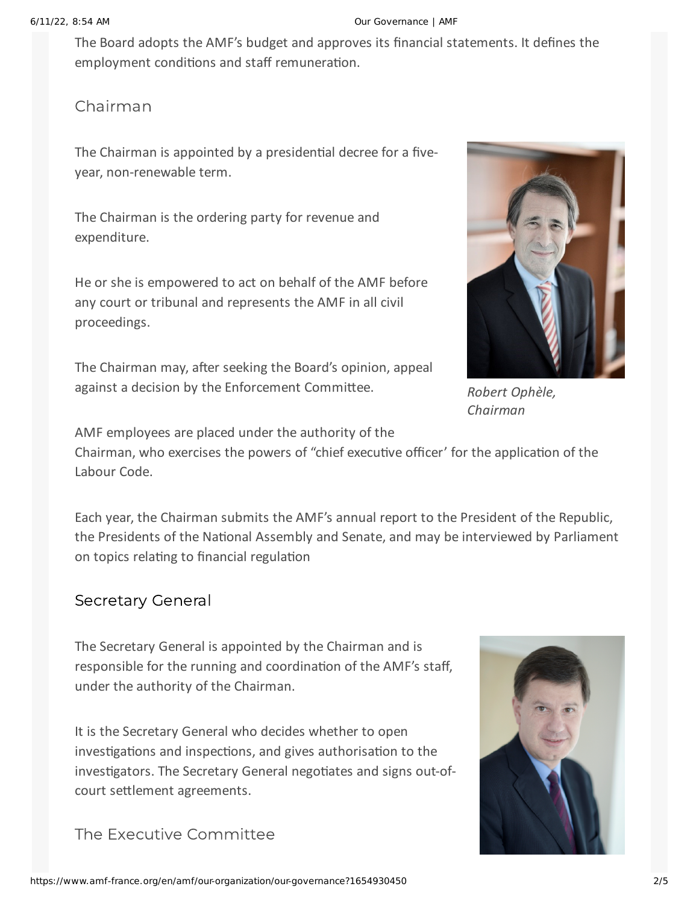The Board adopts the AMF's budget and approves its financial statements. It defines the employment conditions and staff remuneration.

## Chairman

The Chairman is appointed by a presidential decree for a five-year, non-renewable term.

The Chairman is the ordering party for revenue and expenditure.

He or she is empowered to act on behalf of the AMF before any court or tribunal and represents the AMF in all civil proceedings.

The Chairman may, after seeking the Board's opinion, appeal against a decision by the Enforcement Committee.

*Robert Ophèle, Chairman*

AMF employees are placed under the authority of the Chairman, who exercises the powers of "chief executive officer' for the application of the Labour Code.

Each year, the Chairman submits the AMF's annual report to the President of the Republic, the Presidents of the National Assembly and Senate, and may be interviewed by Parliament on topics relating to financial regulation

## Secretary General

The Secretary General is appointed by the Chairman and is responsible for the running and coordination of the AMF's staff, under the authority of the Chairman.

It is the Secretary General who decides whether to open investigations and inspections, and gives authorisation to the investigators. The Secretary General negotiates and signs out-of-court settlement agreements.

## The Executive Committee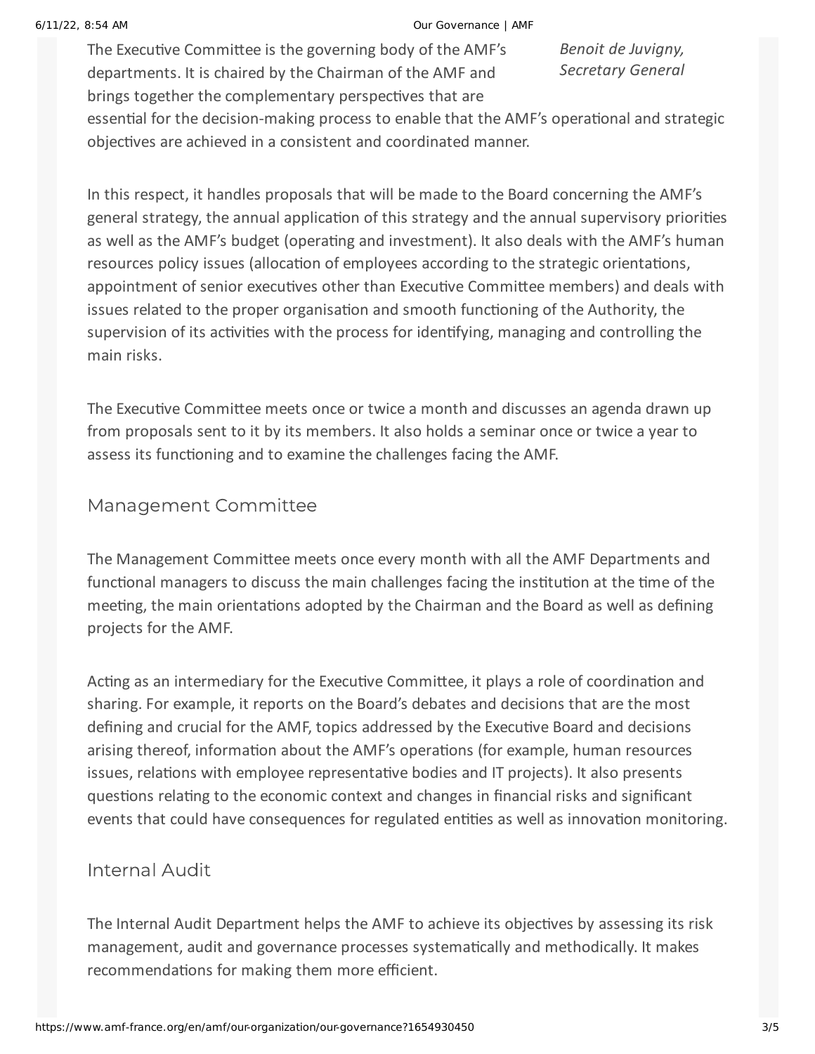*Benoit de Juvigny, Secretary General*

The Executive Committee is the governing body of the AMF's departments. It is chaired by the Chairman of the AMF and brings together the complementary perspectives that are essential for the decision-making process to enable that the AMF's operational and strategic objectives are achieved in a consistent and coordinated manner.

In this respect, it handles proposals that will be made to the Board concerning the AMF's general strategy, the annual application of this strategy and the annual supervisory priorities as well as the AMF's budget (operating and investment). It also deals with the AMF's human resources policy issues (allocation of employees according to the strategic orientations, appointment of senior executives other than Executive Committee members) and deals with issues related to the proper organisation and smooth functioning of the Authority, the supervision of its activities with the process for identifying, managing and controlling the main risks.

The Executive Committee meets once or twice a month and discusses an agenda drawn up from proposals sent to it by its members. It also holds a seminar once or twice a year to assess its functioning and to examine the challenges facing the AMF.

## Management Committee

The Management Committee meets once every month with all the AMF Departments and functional managers to discuss the main challenges facing the institution at the time of the meeting, the main orientations adopted by the Chairman and the Board as well as defining projects for the AMF.

Acting as an intermediary for the Executive Committee, it plays a role of coordination and sharing. For example, it reports on the Board's debates and decisions that are the most defining and crucial for the AMF, topics addressed by the Executive Board and decisions arising thereof, information about the AMF's operations (for example, human resources issues, relations with employee representative bodies and IT projects). It also presents questions relating to the economic context and changes in financial risks and significant events that could have consequences for regulated entities as well as innovation monitoring.

## Internal Audit

The Internal Audit Department helps the AMF to achieve its objectives by assessing its risk management, audit and governance processes systematically and methodically. It makes recommendations for making them more efficient.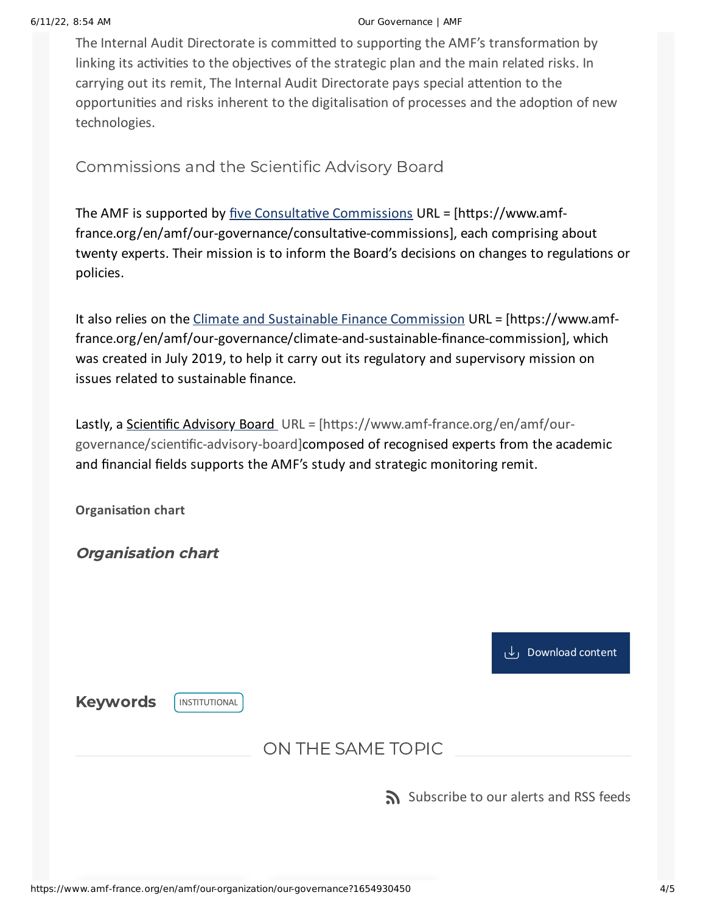The Internal Audit Directorate is committed to supporting the AMF's transformation by linking its activities to the objectives of the strategic plan and the main related risks. In carrying out its remit, The Internal Audit Directorate pays special attention to the opportunities and risks inherent to the digitalisation of processes and the adoption of new technologies.

## Commissions and the Scientific Advisory Board

The AMF is supported by five Consultative Commissions URL = [https://www.amf-france.org/en/amf/our-governance/consultative-commissions], each comprising about twenty experts. Their mission is to inform the Board's decisions on changes to regulations or policies.

It also relies on the Climate and Sustainable Finance Commission URL = [https://www.amf-france.org/en/amf/our-governance/climate-and-sustainable-finance-commission], which was created in July 2019, to help it carry out its regulatory and supervisory mission on issues related to sustainable finance.

Lastly, a Scientific Advisory Board URL = [https://www.amf-france.org/en/amf/our-governance/scientific-advisory-board]composed of recognised experts from the academic and financial fields supports the AMF's study and strategic monitoring remit.

**Organisation chart**

### *Organisation chart*

Download content

**Keywords** INSTITUTIONAL

ON THE SAME TOPIC

Subscribe to our alerts and RSS feeds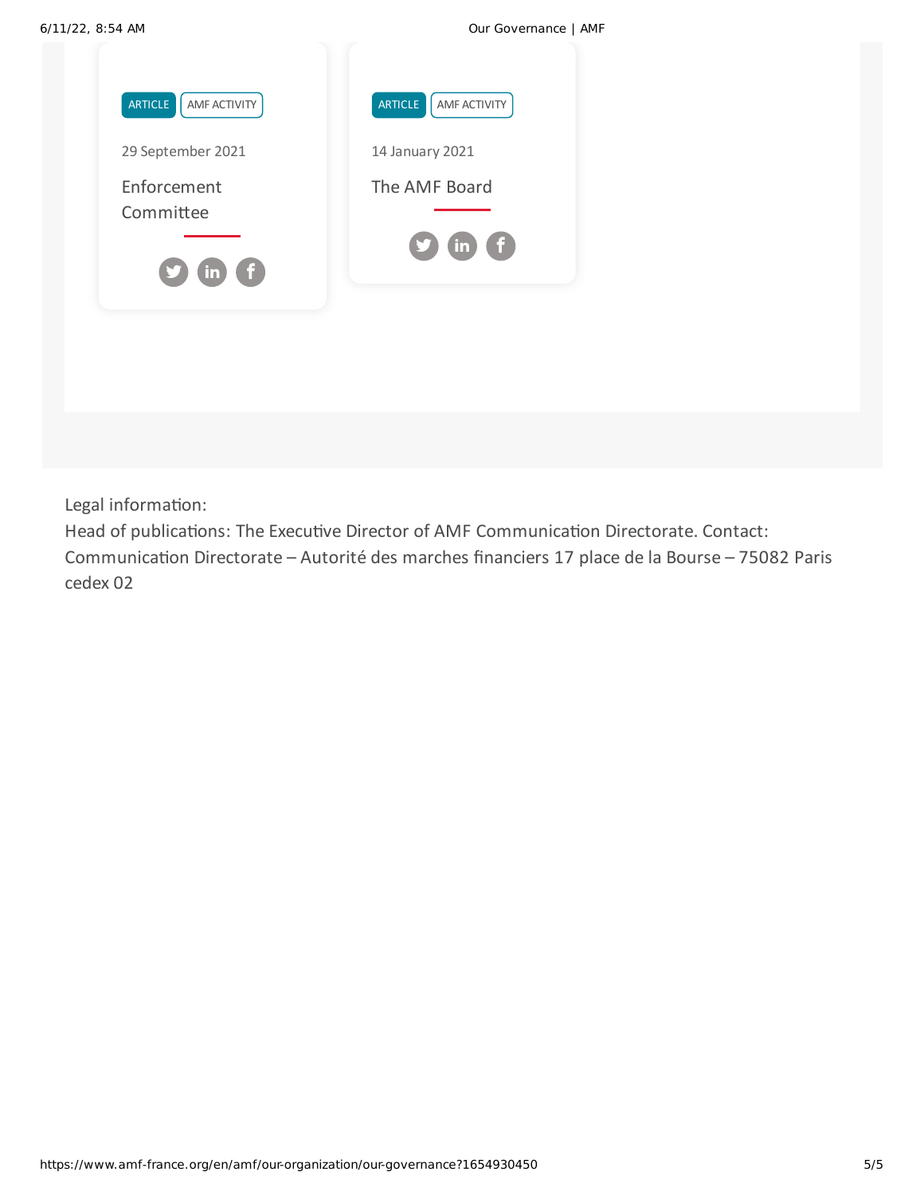ARTICLE AMF ACTIVITY

29 September 2021

Enforcement Committee

ARTICLE AMF ACTIVITY

14 January 2021

The AMF Board

Legal information:

Head of publications: The Executive Director of AMF Communication Directorate. Contact: Communication Directorate – Autorité des marches financiers 17 place de la Bourse – 75082 Paris cedex 02